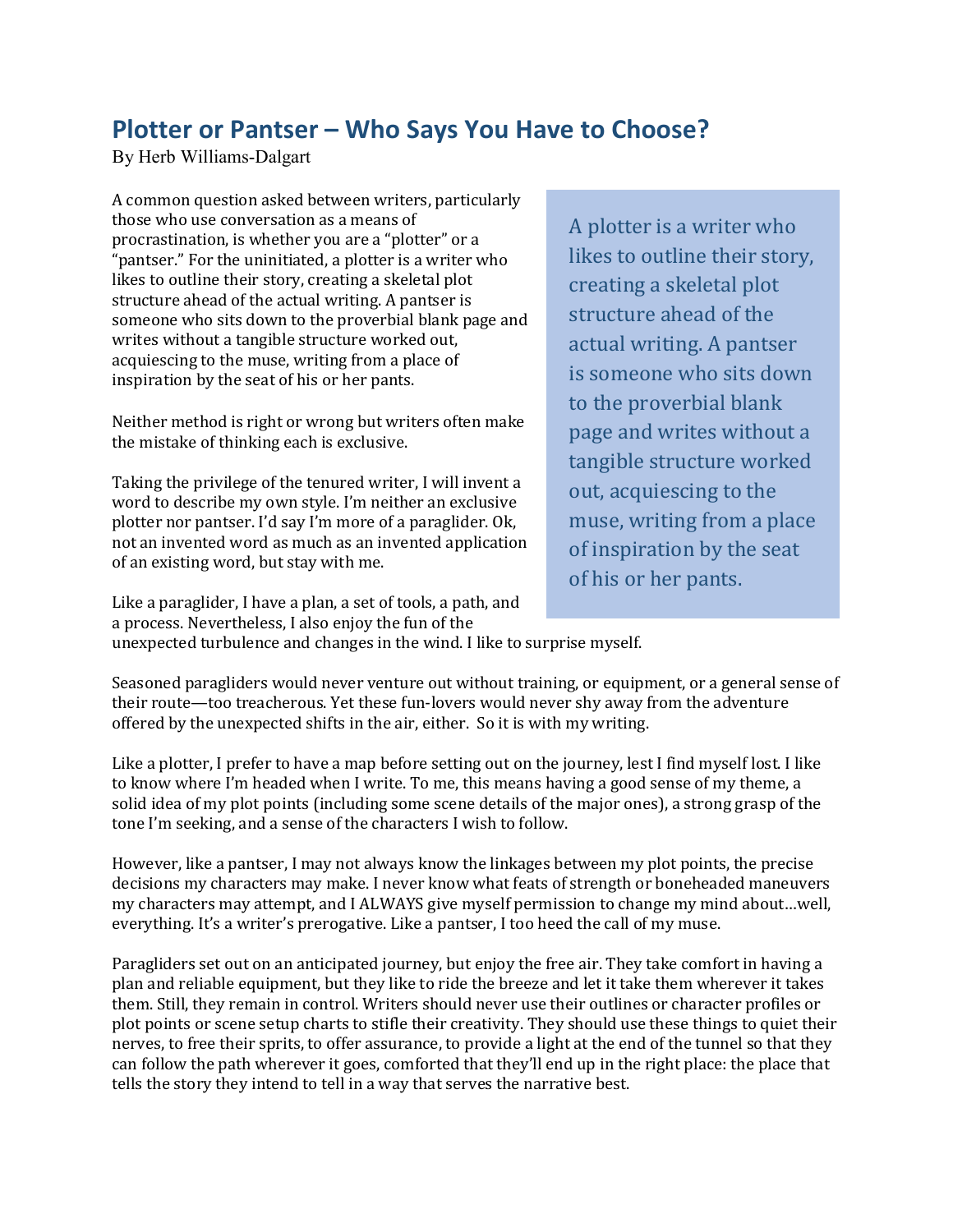# Plotter or Pantser – Who Says You Have to Choose?

By Herb Williams-Dalgart

A common question asked between writers, particularly those who use conversation as a means of procrastination, is whether you are a "plotter" or a "pantser." For the uninitiated, a plotter is a writer who likes to outline their story, creating a skeletal plot structure ahead of the actual writing. A pantser is someone who sits down to the proverbial blank page and writes without a tangible structure worked out, acquiescing to the muse, writing from a place of inspiration by the seat of his or her pants.

> A plotter is a writer who likes to outline their story, creating a skeletal plot structure ahead of the actual writing. A pantser is someone who sits down to the proverbial blank page and writes without a tangible structure worked out, acquiescing to the muse, writing from a place of inspiration by the seat of his or her pants.

Neither method is right or wrong but writers often make the mistake of thinking each is exclusive.

Taking the privilege of the tenured writer, I will invent a word to describe my own style. I'm neither an exclusive plotter nor pantser. I'd say I'm more of a paraglider. Ok, not an invented word as much as an invented application of an existing word, but stay with me.

Like a paraglider, I have a plan, a set of tools, a path, and a process. Nevertheless, I also enjoy the fun of the unexpected turbulence and changes in the wind. I like to surprise myself.

Seasoned paragliders would never venture out without training, or equipment, or a general sense of their route—too treacherous. Yet these fun-lovers would never shy away from the adventure offered by the unexpected shifts in the air, either. So it is with my writing.

Like a plotter, I prefer to have a map before setting out on the journey, lest I find myself lost. I like to know where I'm headed when I write. To me, this means having a good sense of my theme, a solid idea of my plot points (including some scene details of the major ones), a strong grasp of the tone I'm seeking, and a sense of the characters I wish to follow.

However, like a pantser, I may not always know the linkages between my plot points, the precise decisions my characters may make. I never know what feats of strength or boneheaded maneuvers my characters may attempt, and I ALWAYS give myself permission to change my mind about…well, everything. It's a writer's prerogative. Like a pantser, I too heed the call of my muse.

Paragliders set out on an anticipated journey, but enjoy the free air. They take comfort in having a plan and reliable equipment, but they like to ride the breeze and let it take them wherever it takes them. Still, they remain in control. Writers should never use their outlines or character profiles or plot points or scene setup charts to stifle their creativity. They should use these things to quiet their nerves, to free their sprits, to offer assurance, to provide a light at the end of the tunnel so that they can follow the path wherever it goes, comforted that they'll end up in the right place: the place that tells the story they intend to tell in a way that serves the narrative best.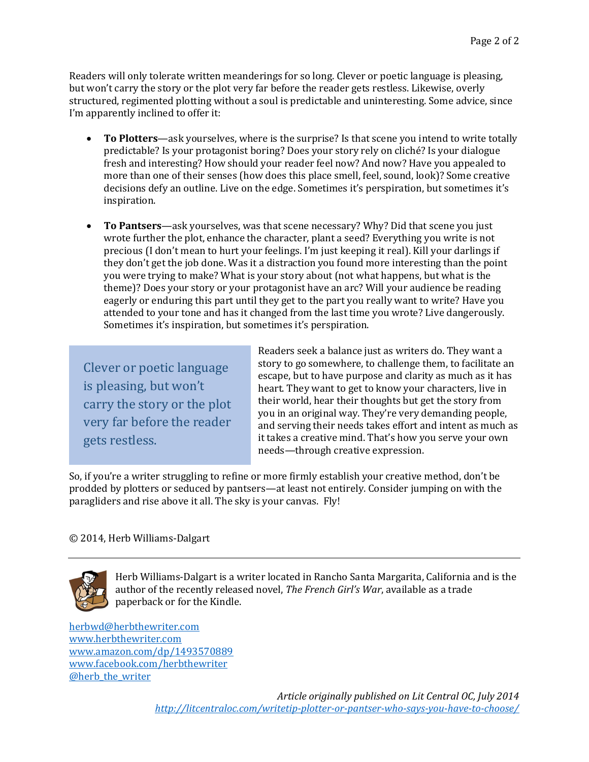Readers will only tolerate written meanderings for so long. Clever or poetic language is pleasing, but won't carry the story or the plot very far before the reader gets restless. Likewise, overly structured, regimented plotting without a soul is predictable and uninteresting. Some advice, since I'm apparently inclined to offer it:

- **To Plotters**—ask yourselves, where is the surprise? Is that scene you intend to write totally predictable? Is your protagonist boring? Does your story rely on cliché? Is your dialogue fresh and interesting? How should your reader feel now? And now? Have you appealed to more than one of their senses (how does this place smell, feel, sound, look)? Some creative decisions defy an outline. Live on the edge. Sometimes it's perspiration, but sometimes it's inspiration.

- **To Pantsers**—ask yourselves, was that scene necessary? Why? Did that scene you just wrote further the plot, enhance the character, plant a seed? Everything you write is not precious (I don't mean to hurt your feelings. I'm just keeping it real). Kill your darlings if they don't get the job done. Was it a distraction you found more interesting than the point you were trying to make? What is your story about (not what happens, but what is the theme)? Does your story or your protagonist have an arc? Will your audience be reading eagerly or enduring this part until they get to the part you really want to write? Have you attended to your tone and has it changed from the last time you wrote? Live dangerously. Sometimes it's inspiration, but sometimes it's perspiration.

> Clever or poetic language is pleasing, but won't carry the story or the plot very far before the reader gets restless.

Readers seek a balance just as writers do. They want a story to go somewhere, to challenge them, to facilitate an escape, but to have purpose and clarity as much as it has heart. They want to get to know your characters, live in their world, hear their thoughts but get the story from you in an original way. They're very demanding people, and serving their needs takes effort and intent as much as it takes a creative mind. That's how you serve your own needs—through creative expression.

So, if you're a writer struggling to refine or more firmly establish your creative method, don't be prodded by plotters or seduced by pantsers—at least not entirely. Consider jumping on with the paragliders and rise above it all. The sky is your canvas. Fly!

© 2014, Herb Williams-Dalgart

---

Herb Williams-Dalgart is a writer located in Rancho Santa Margarita, California and is the author of the recently released novel, *The French Girl's War*, available as a trade paperback or for the Kindle.

herbwd@herbthewriter.com
www.herbthewriter.com
www.amazon.com/dp/1493570889
www.facebook.com/herbthewriter
@herb_the_writer

*Article originally published on Lit Central OC, July 2014*
*http://litcentraloc.com/writetip-plotter-or-pantser-who-says-you-have-to-choose/*